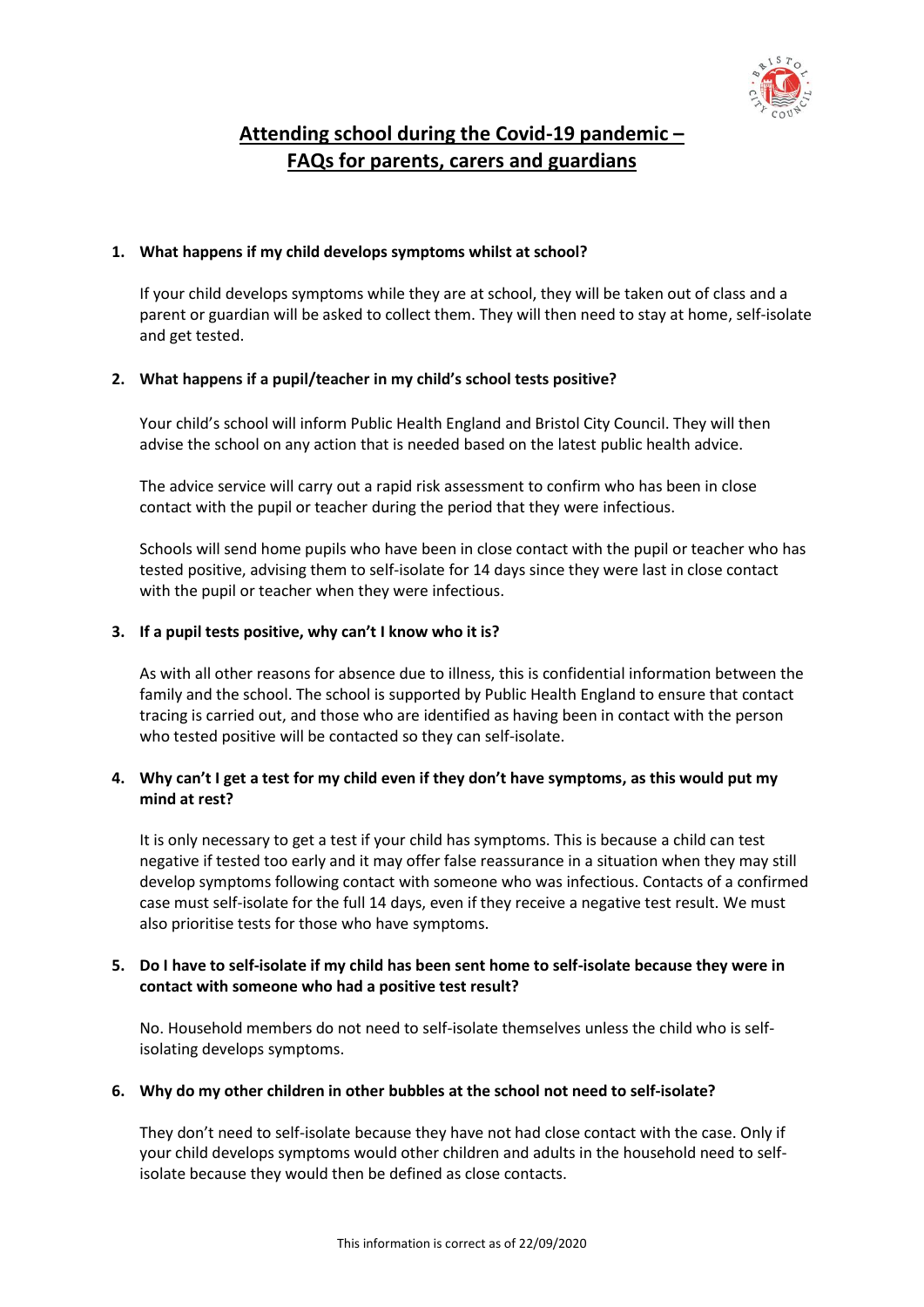# Attending school during the Covid-19 pandemic – FAQs for parents, carers and guardians

1. **What happens if my child develops symptoms whilst at school?**

   If your child develops symptoms while they are at school, they will be taken out of class and a parent or guardian will be asked to collect them. They will then need to stay at home, self-isolate and get tested.

2. **What happens if a pupil/teacher in my child's school tests positive?**

   Your child's school will inform Public Health England and Bristol City Council. They will then advise the school on any action that is needed based on the latest public health advice.

   The advice service will carry out a rapid risk assessment to confirm who has been in close contact with the pupil or teacher during the period that they were infectious.

   Schools will send home pupils who have been in close contact with the pupil or teacher who has tested positive, advising them to self-isolate for 14 days since they were last in close contact with the pupil or teacher when they were infectious.

3. **If a pupil tests positive, why can't I know who it is?**

   As with all other reasons for absence due to illness, this is confidential information between the family and the school. The school is supported by Public Health England to ensure that contact tracing is carried out, and those who are identified as having been in contact with the person who tested positive will be contacted so they can self-isolate.

4. **Why can't I get a test for my child even if they don't have symptoms, as this would put my mind at rest?**

   It is only necessary to get a test if your child has symptoms. This is because a child can test negative if tested too early and it may offer false reassurance in a situation when they may still develop symptoms following contact with someone who was infectious. Contacts of a confirmed case must self-isolate for the full 14 days, even if they receive a negative test result. We must also prioritise tests for those who have symptoms.

5. **Do I have to self-isolate if my child has been sent home to self-isolate because they were in contact with someone who had a positive test result?**

   No. Household members do not need to self-isolate themselves unless the child who is self-isolating develops symptoms.

6. **Why do my other children in other bubbles at the school not need to self-isolate?**

   They don't need to self-isolate because they have not had close contact with the case. Only if your child develops symptoms would other children and adults in the household need to self-isolate because they would then be defined as close contacts.

This information is correct as of 22/09/2020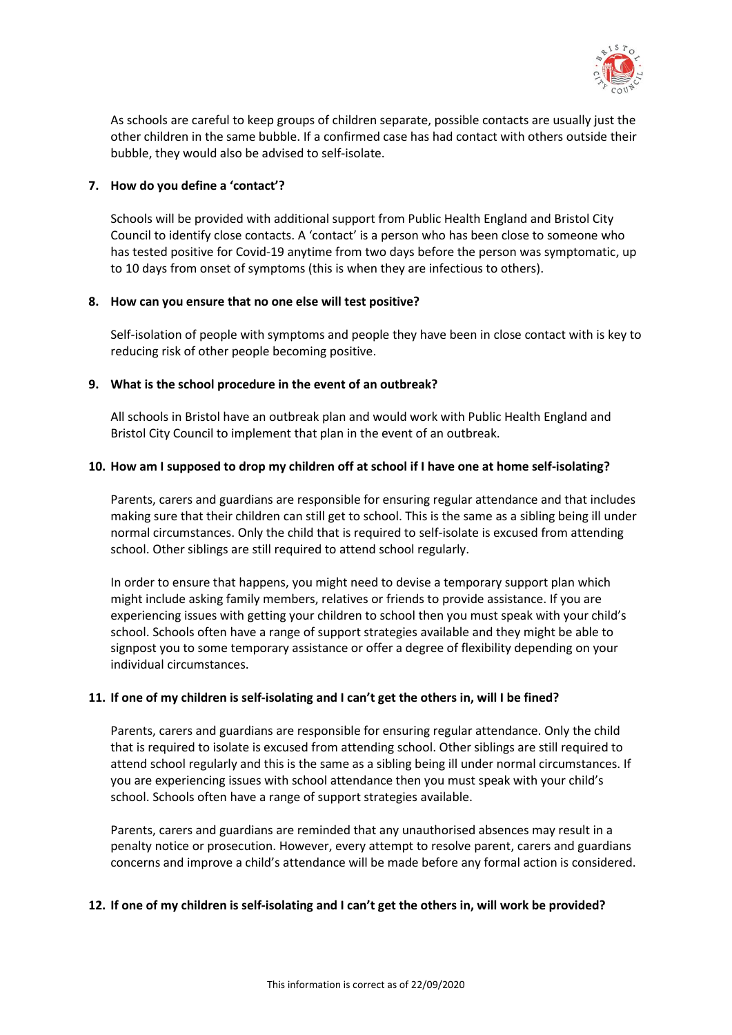As schools are careful to keep groups of children separate, possible contacts are usually just the other children in the same bubble. If a confirmed case has had contact with others outside their bubble, they would also be advised to self-isolate.

**7. How do you define a 'contact'?**

Schools will be provided with additional support from Public Health England and Bristol City Council to identify close contacts. A 'contact' is a person who has been close to someone who has tested positive for Covid-19 anytime from two days before the person was symptomatic, up to 10 days from onset of symptoms (this is when they are infectious to others).

**8. How can you ensure that no one else will test positive?**

Self-isolation of people with symptoms and people they have been in close contact with is key to reducing risk of other people becoming positive.

**9. What is the school procedure in the event of an outbreak?**

All schools in Bristol have an outbreak plan and would work with Public Health England and Bristol City Council to implement that plan in the event of an outbreak.

**10. How am I supposed to drop my children off at school if I have one at home self-isolating?**

Parents, carers and guardians are responsible for ensuring regular attendance and that includes making sure that their children can still get to school. This is the same as a sibling being ill under normal circumstances. Only the child that is required to self-isolate is excused from attending school. Other siblings are still required to attend school regularly.

In order to ensure that happens, you might need to devise a temporary support plan which might include asking family members, relatives or friends to provide assistance. If you are experiencing issues with getting your children to school then you must speak with your child's school. Schools often have a range of support strategies available and they might be able to signpost you to some temporary assistance or offer a degree of flexibility depending on your individual circumstances.

**11. If one of my children is self-isolating and I can't get the others in, will I be fined?**

Parents, carers and guardians are responsible for ensuring regular attendance. Only the child that is required to isolate is excused from attending school. Other siblings are still required to attend school regularly and this is the same as a sibling being ill under normal circumstances. If you are experiencing issues with school attendance then you must speak with your child's school. Schools often have a range of support strategies available.

Parents, carers and guardians are reminded that any unauthorised absences may result in a penalty notice or prosecution. However, every attempt to resolve parent, carers and guardians concerns and improve a child's attendance will be made before any formal action is considered.

**12. If one of my children is self-isolating and I can't get the others in, will work be provided?**

This information is correct as of 22/09/2020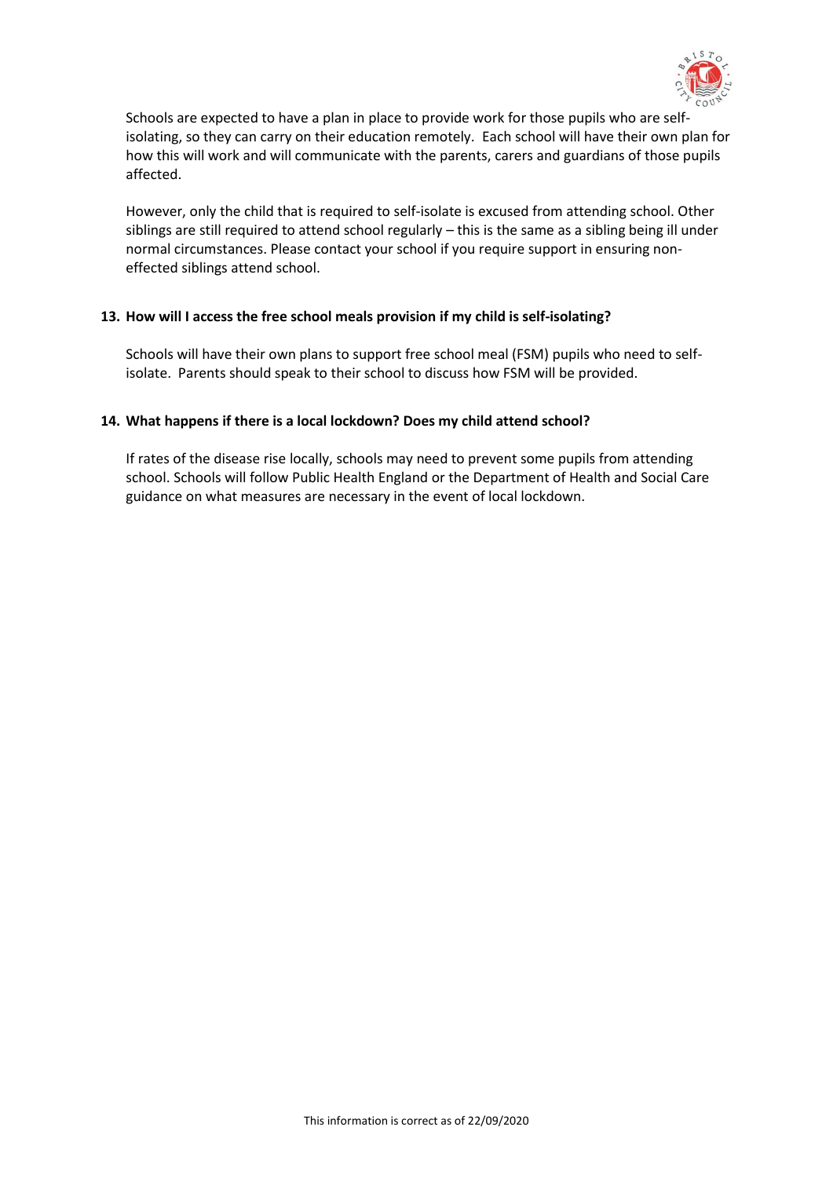Schools are expected to have a plan in place to provide work for those pupils who are self-isolating, so they can carry on their education remotely. Each school will have their own plan for how this will work and will communicate with the parents, carers and guardians of those pupils affected.

However, only the child that is required to self-isolate is excused from attending school. Other siblings are still required to attend school regularly – this is the same as a sibling being ill under normal circumstances. Please contact your school if you require support in ensuring non-effected siblings attend school.

**13. How will I access the free school meals provision if my child is self-isolating?**

Schools will have their own plans to support free school meal (FSM) pupils who need to self-isolate. Parents should speak to their school to discuss how FSM will be provided.

**14. What happens if there is a local lockdown? Does my child attend school?**

If rates of the disease rise locally, schools may need to prevent some pupils from attending school. Schools will follow Public Health England or the Department of Health and Social Care guidance on what measures are necessary in the event of local lockdown.

This information is correct as of 22/09/2020